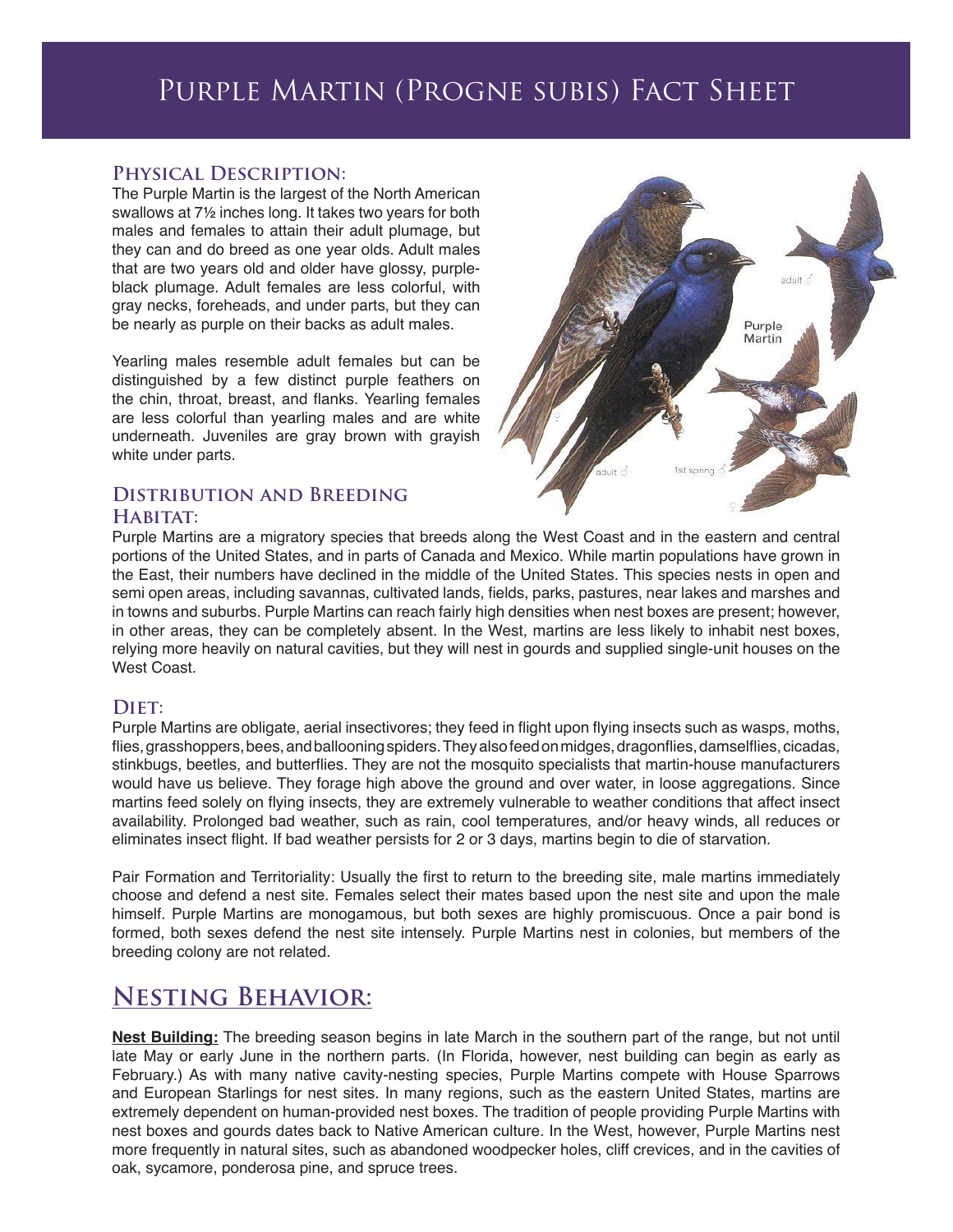# Purple Martin (Progne subis) Fact Sheet

## Physical Description:

The Purple Martin is the largest of the North American swallows at 7½ inches long. It takes two years for both males and females to attain their adult plumage, but they can and do breed as one year olds. Adult males that are two years old and older have glossy, purple-black plumage. Adult females are less colorful, with gray necks, foreheads, and under parts, but they can be nearly as purple on their backs as adult males.

Yearling males resemble adult females but can be distinguished by a few distinct purple feathers on the chin, throat, breast, and flanks. Yearling females are less colorful than yearling males and are white underneath. Juveniles are gray brown with grayish white under parts.

## Distribution and Breeding Habitat:

Purple Martins are a migratory species that breeds along the West Coast and in the eastern and central portions of the United States, and in parts of Canada and Mexico. While martin populations have grown in the East, their numbers have declined in the middle of the United States. This species nests in open and semi open areas, including savannas, cultivated lands, fields, parks, pastures, near lakes and marshes and in towns and suburbs. Purple Martins can reach fairly high densities when nest boxes are present; however, in other areas, they can be completely absent. In the West, martins are less likely to inhabit nest boxes, relying more heavily on natural cavities, but they will nest in gourds and supplied single-unit houses on the West Coast.

## Diet:

Purple Martins are obligate, aerial insectivores; they feed in flight upon flying insects such as wasps, moths, flies, grasshoppers, bees, and ballooning spiders. They also feed on midges, dragonflies, damselflies, cicadas, stinkbugs, beetles, and butterflies. They are not the mosquito specialists that martin-house manufacturers would have us believe. They forage high above the ground and over water, in loose aggregations. Since martins feed solely on flying insects, they are extremely vulnerable to weather conditions that affect insect availability. Prolonged bad weather, such as rain, cool temperatures, and/or heavy winds, all reduces or eliminates insect flight. If bad weather persists for 2 or 3 days, martins begin to die of starvation.

Pair Formation and Territoriality: Usually the first to return to the breeding site, male martins immediately choose and defend a nest site. Females select their mates based upon the nest site and upon the male himself. Purple Martins are monogamous, but both sexes are highly promiscuous. Once a pair bond is formed, both sexes defend the nest site intensely. Purple Martins nest in colonies, but members of the breeding colony are not related.

# Nesting Behavior:

**Nest Building:** The breeding season begins in late March in the southern part of the range, but not until late May or early June in the northern parts. (In Florida, however, nest building can begin as early as February.) As with many native cavity-nesting species, Purple Martins compete with House Sparrows and European Starlings for nest sites. In many regions, such as the eastern United States, martins are extremely dependent on human-provided nest boxes. The tradition of people providing Purple Martins with nest boxes and gourds dates back to Native American culture. In the West, however, Purple Martins nest more frequently in natural sites, such as abandoned woodpecker holes, cliff crevices, and in the cavities of oak, sycamore, ponderosa pine, and spruce trees.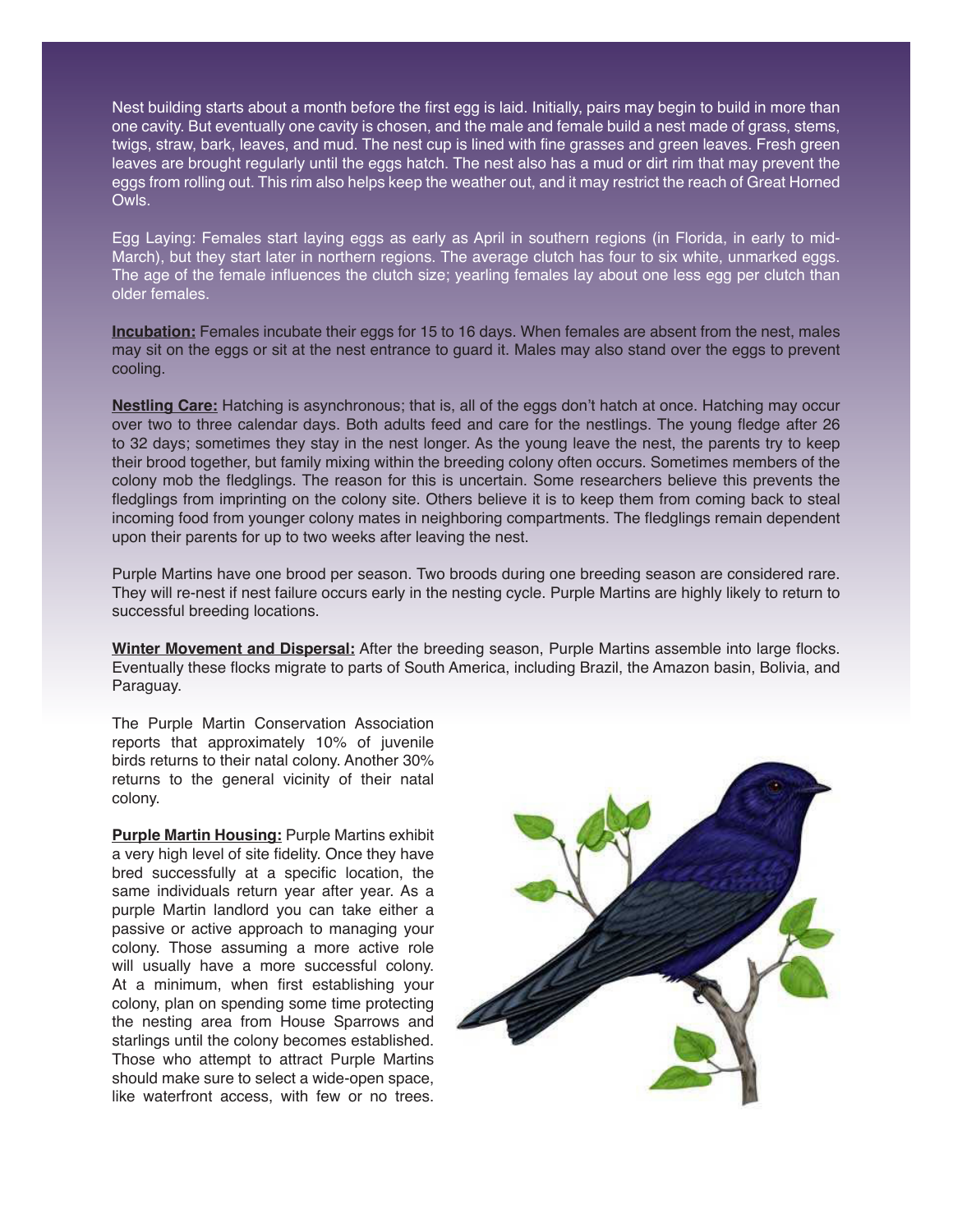Nest building starts about a month before the first egg is laid. Initially, pairs may begin to build in more than one cavity. But eventually one cavity is chosen, and the male and female build a nest made of grass, stems, twigs, straw, bark, leaves, and mud. The nest cup is lined with fine grasses and green leaves. Fresh green leaves are brought regularly until the eggs hatch. The nest also has a mud or dirt rim that may prevent the eggs from rolling out. This rim also helps keep the weather out, and it may restrict the reach of Great Horned Owls.

Egg Laying: Females start laying eggs as early as April in southern regions (in Florida, in early to mid-March), but they start later in northern regions. The average clutch has four to six white, unmarked eggs. The age of the female influences the clutch size; yearling females lay about one less egg per clutch than older females.

**Incubation:** Females incubate their eggs for 15 to 16 days. When females are absent from the nest, males may sit on the eggs or sit at the nest entrance to guard it. Males may also stand over the eggs to prevent cooling.

**Nestling Care:** Hatching is asynchronous; that is, all of the eggs don't hatch at once. Hatching may occur over two to three calendar days. Both adults feed and care for the nestlings. The young fledge after 26 to 32 days; sometimes they stay in the nest longer. As the young leave the nest, the parents try to keep their brood together, but family mixing within the breeding colony often occurs. Sometimes members of the colony mob the fledglings. The reason for this is uncertain. Some researchers believe this prevents the fledglings from imprinting on the colony site. Others believe it is to keep them from coming back to steal incoming food from younger colony mates in neighboring compartments. The fledglings remain dependent upon their parents for up to two weeks after leaving the nest.

Purple Martins have one brood per season. Two broods during one breeding season are considered rare. They will re-nest if nest failure occurs early in the nesting cycle. Purple Martins are highly likely to return to successful breeding locations.

**Winter Movement and Dispersal:** After the breeding season, Purple Martins assemble into large flocks. Eventually these flocks migrate to parts of South America, including Brazil, the Amazon basin, Bolivia, and Paraguay.

The Purple Martin Conservation Association reports that approximately 10% of juvenile birds returns to their natal colony. Another 30% returns to the general vicinity of their natal colony.

**Purple Martin Housing:** Purple Martins exhibit a very high level of site fidelity. Once they have bred successfully at a specific location, the same individuals return year after year. As a purple Martin landlord you can take either a passive or active approach to managing your colony. Those assuming a more active role will usually have a more successful colony. At a minimum, when first establishing your colony, plan on spending some time protecting the nesting area from House Sparrows and starlings until the colony becomes established. Those who attempt to attract Purple Martins should make sure to select a wide-open space, like waterfront access, with few or no trees.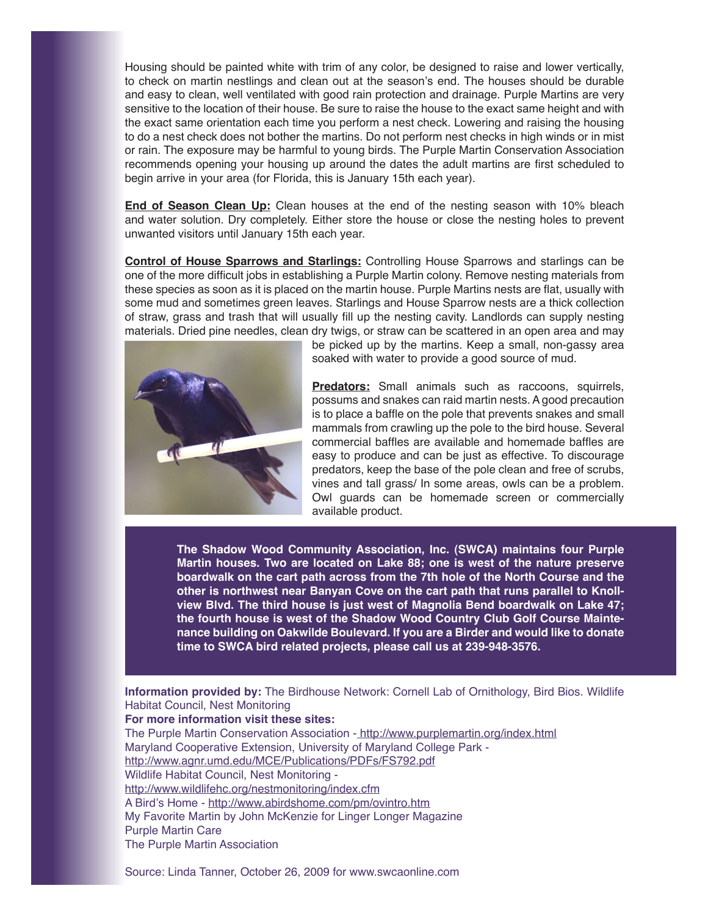Housing should be painted white with trim of any color, be designed to raise and lower vertically, to check on martin nestlings and clean out at the season's end. The houses should be durable and easy to clean, well ventilated with good rain protection and drainage. Purple Martins are very sensitive to the location of their house. Be sure to raise the house to the exact same height and with the exact same orientation each time you perform a nest check. Lowering and raising the housing to do a nest check does not bother the martins. Do not perform nest checks in high winds or in mist or rain. The exposure may be harmful to young birds. The Purple Martin Conservation Association recommends opening your housing up around the dates the adult martins are first scheduled to begin arrive in your area (for Florida, this is January 15th each year).

**End of Season Clean Up:** Clean houses at the end of the nesting season with 10% bleach and water solution. Dry completely. Either store the house or close the nesting holes to prevent unwanted visitors until January 15th each year.

**Control of House Sparrows and Starlings:** Controlling House Sparrows and starlings can be one of the more difficult jobs in establishing a Purple Martin colony. Remove nesting materials from these species as soon as it is placed on the martin house. Purple Martins nests are flat, usually with some mud and sometimes green leaves. Starlings and House Sparrow nests are a thick collection of straw, grass and trash that will usually fill up the nesting cavity. Landlords can supply nesting materials. Dried pine needles, clean dry twigs, or straw can be scattered in an open area and may be picked up by the martins. Keep a small, non-gassy area soaked with water to provide a good source of mud.

**Predators:** Small animals such as raccoons, squirrels, possums and snakes can raid martin nests. A good precaution is to place a baffle on the pole that prevents snakes and small mammals from crawling up the pole to the bird house. Several commercial baffles are available and homemade baffles are easy to produce and can be just as effective. To discourage predators, keep the base of the pole clean and free of scrubs, vines and tall grass/ In some areas, owls can be a problem. Owl guards can be homemade screen or commercially available product.

**The Shadow Wood Community Association, Inc. (SWCA) maintains four Purple Martin houses. Two are located on Lake 88; one is west of the nature preserve boardwalk on the cart path across from the 7th hole of the North Course and the other is northwest near Banyan Cove on the cart path that runs parallel to Knollview Blvd. The third house is just west of Magnolia Bend boardwalk on Lake 47; the fourth house is west of the Shadow Wood Country Club Golf Course Maintenance building on Oakwilde Boulevard. If you are a Birder and would like to donate time to SWCA bird related projects, please call us at 239-948-3576.**

**Information provided by:** The Birdhouse Network: Cornell Lab of Ornithology, Bird Bios. Wildlife Habitat Council, Nest Monitoring

**For more information visit these sites:**

The Purple Martin Conservation Association - http://www.purplemartin.org/index.html
Maryland Cooperative Extension, University of Maryland College Park - http://www.agnr.umd.edu/MCE/Publications/PDFs/FS792.pdf
Wildlife Habitat Council, Nest Monitoring - http://www.wildlifehc.org/nestmonitoring/index.cfm
A Bird's Home - http://www.abirdshome.com/pm/ovintro.htm
My Favorite Martin by John McKenzie for Linger Longer Magazine
Purple Martin Care
The Purple Martin Association

Source: Linda Tanner, October 26, 2009 for www.swcaonline.com